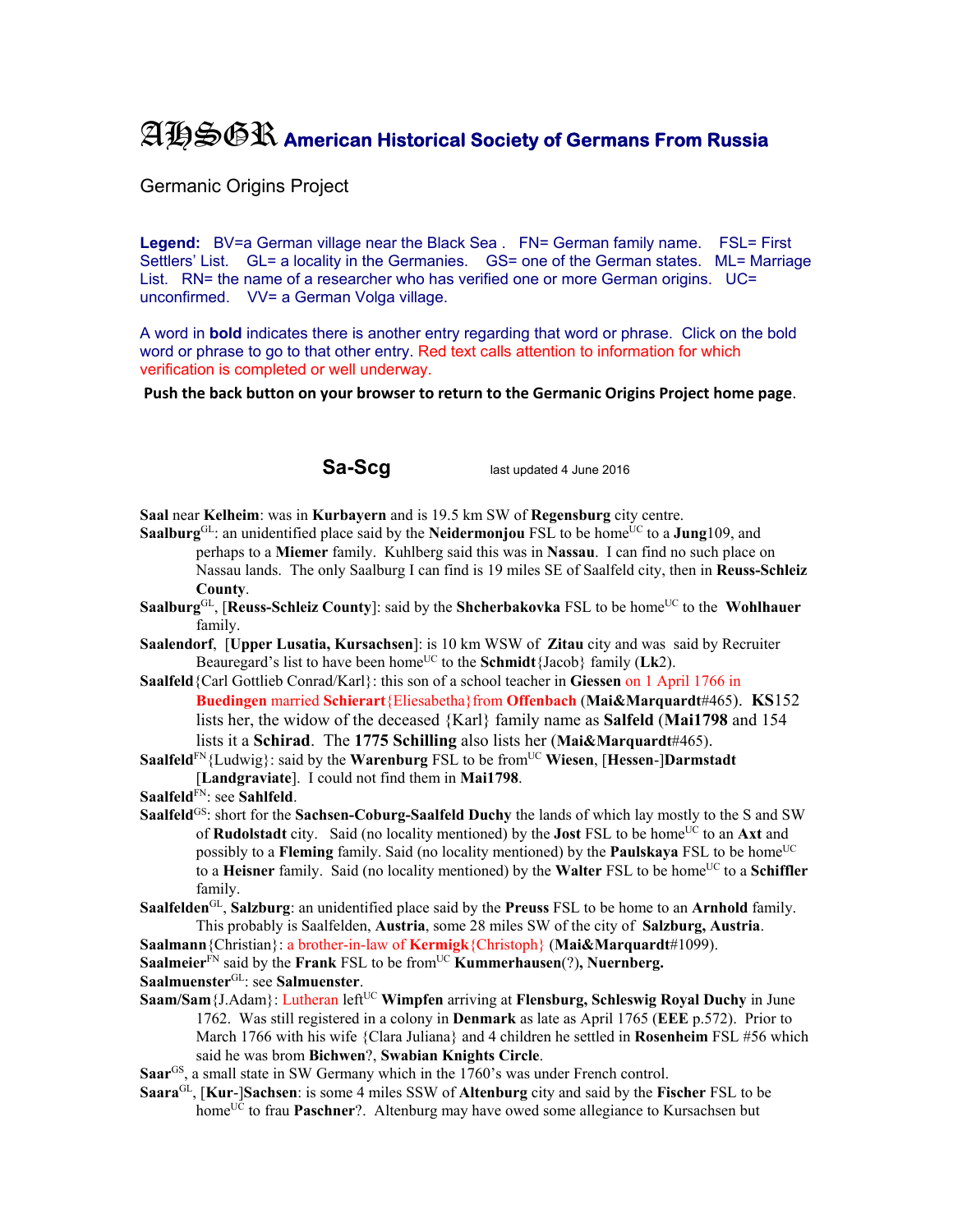# AHSGR **American Historical Society of Germans From Russia**

Germanic Origins Project

**Legend:** BV=a German village near the Black Sea . FN= German family name. FSL= First Settlers' List. GL= a locality in the Germanies. GS= one of the German states. ML= Marriage List. RN= the name of a researcher who has verified one or more German origins. UC= unconfirmed. VV= a German Volga village.

A word in **bold** indicates there is another entry regarding that word or phrase. Click on the bold word or phrase to go to that other entry. Red text calls attention to information for which verification is completed or well underway.

**Push the back button on your browser to return to the Germanic Origins Project home page.**

## Sa-Scg

last updated 4 June 2016

**Saal** near **Kelheim**: was in **Kurbayern** and is 19.5 km SW of **Regensburg** city centre.

**Saalburg**[GL]: an unidentified place said by the **Neidermonjou** FSL to be home[UC] to a **Jung**109, and perhaps to a **Miemer** family. Kuhlberg said this was in **Nassau**. I can find no such place on Nassau lands. The only Saalburg I can find is 19 miles SE of Saalfeld city, then in **Reuss-Schleiz County**.

**Saalburg**[GL], [**Reuss-Schleiz County**]: said by the **Shcherbakovka** FSL to be home[UC] to the **Wohlhauer** family.

**Saalendorf**, [**Upper Lusatia, Kursachsen**]: is 10 km WSW of **Zitau** city and was said by Recruiter Beauregard's list to have been home[UC] to the **Schmidt**{Jacob} family (**Lk**2).

**Saalfeld**{Carl Gottlieb Conrad/Karl}: this son of a school teacher in **Giessen** on 1 April 1766 in **Buedingen** married **Schierart**{Eliesabetha}from **Offenbach** (**Mai&Marquardt**#465). **KS**152 lists her, the widow of the deceased {Karl} family name as **Salfeld** (**Mai1798** and 154 lists it a **Schirad**. The **1775 Schilling** also lists her (**Mai&Marquardt**#465).

**Saalfeld**[FN]{Ludwig}: said by the **Warenburg** FSL to be from[UC] **Wiesen**, [**Hessen**-]**Darmstadt** [**Landgraviate**]. I could not find them in **Mai1798**.

**Saalfeld**[FN]: see **Sahlfeld**.

**Saalfeld**[GS]: short for the **Sachsen-Coburg-Saalfeld Duchy** the lands of which lay mostly to the S and SW of **Rudolstadt** city. Said (no locality mentioned) by the **Jost** FSL to be home[UC] to an **Axt** and possibly to a **Fleming** family. Said (no locality mentioned) by the **Paulskaya** FSL to be home[UC] to a **Heisner** family. Said (no locality mentioned) by the **Walter** FSL to be home[UC] to a **Schiffler** family.

**Saalfelden**[GL], **Salzburg**: an unidentified place said by the **Preuss** FSL to be home to an **Arnhold** family. This probably is Saalfelden, **Austria**, some 28 miles SW of the city of **Salzburg, Austria**.

**Saalmann**{Christian}: a brother-in-law of **Kermigk**{Christoph} (**Mai&Marquardt**#1099).

**Saalmeier**[FN] said by the **Frank** FSL to be from[UC] **Kummerhausen**(?)**, Nuernberg.**

**Saalmuenster**[GL]: see **Salmuenster**.

**Saam/Sam**{J.Adam}: Lutheran left[UC] **Wimpfen** arriving at **Flensburg, Schleswig Royal Duchy** in June 1762. Was still registered in a colony in **Denmark** as late as April 1765 (**EEE** p.572). Prior to March 1766 with his wife {Clara Juliana} and 4 children he settled in **Rosenheim** FSL #56 which said he was brom **Bichwen**?, **Swabian Knights Circle**.

**Saar**[GS], a small state in SW Germany which in the 1760's was under French control.

**Saara**[GL], [**Kur**-]**Sachsen**: is some 4 miles SSW of **Altenburg** city and said by the **Fischer** FSL to be home[UC] to frau **Paschner**?. Altenburg may have owed some allegiance to Kursachsen but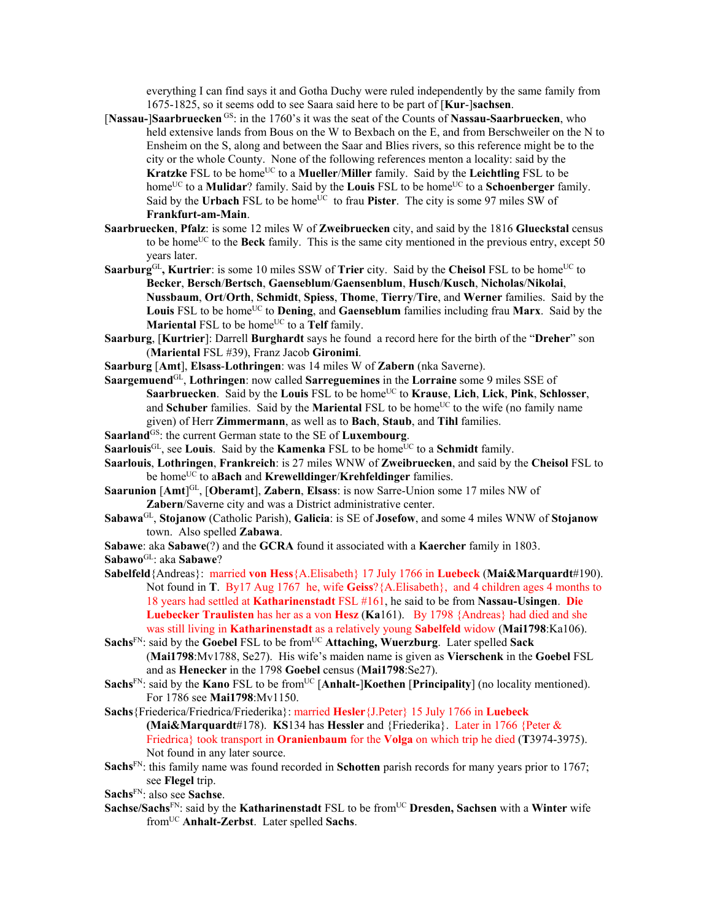everything I can find says it and Gotha Duchy were ruled independently by the same family from 1675-1825, so it seems odd to see Saara said here to be part of [**Kur**-]**sachsen**.

[**Nassau-**]**Saarbruecken** [GS]: in the 1760's it was the seat of the Counts of **Nassau-Saarbruecken**, who held extensive lands from Bous on the W to Bexbach on the E, and from Berschweiler on the N to Ensheim on the S, along and between the Saar and Blies rivers, so this reference might be to the city or the whole County. None of the following references menton a locality: said by the **Kratzke** FSL to be home[UC] to a **Mueller**/**Miller** family. Said by the **Leichtling** FSL to be home[UC] to a **Mulidar**? family. Said by the **Louis** FSL to be home[UC] to a **Schoenberger** family. Said by the **Urbach** FSL to be home[UC] to frau **Pister**. The city is some 97 miles SW of **Frankfurt-am-Main**.

**Saarbruecken**, **Pfalz**: is some 12 miles W of **Zweibruecken** city, and said by the 1816 **Glueckstal** census to be home[UC] to the **Beck** family. This is the same city mentioned in the previous entry, except 50 years later.

**Saarburg**[GL]**, Kurtrier**: is some 10 miles SSW of **Trier** city. Said by the **Cheisol** FSL to be home[UC] to **Becker**, **Bersch**/**Bertsch**, **Gaenseblum**/**Gaensenblum**, **Husch**/**Kusch**, **Nicholas**/**Nikolai**, **Nussbaum**, **Ort**/**Orth**, **Schmidt**, **Spiess**, **Thome**, **Tierry**/**Tire**, and **Werner** families. Said by the **Louis** FSL to be home[UC] to **Dening**, and **Gaenseblum** families including frau **Marx**. Said by the **Mariental** FSL to be home[UC] to a **Telf** family.

**Saarburg**, [**Kurtrier**]: Darrell **Burghardt** says he found a record here for the birth of the "**Dreher**" son (**Mariental** FSL #39), Franz Jacob **Gironimi**.

**Saarburg** [**Amt**], **Elsass**-**Lothringen**: was 14 miles W of **Zabern** (nka Saverne).

**Saargemuend**[GL], **Lothringen**: now called **Sarreguemines** in the **Lorraine** some 9 miles SSE of **Saarbruecken**. Said by the **Louis** FSL to be home[UC] to **Krause**, **Lich**, **Lick**, **Pink**, **Schlosser**, and **Schuber** families. Said by the **Mariental** FSL to be home[UC] to the wife (no family name given) of Herr **Zimmermann**, as well as to **Bach**, **Staub**, and **Tihl** families.

**Saarland**[GS]: the current German state to the SE of **Luxembourg**.

**Saarlouis**[GL], see **Louis**. Said by the **Kamenka** FSL to be home[UC] to a **Schmidt** family.

**Saarlouis**, **Lothringen**, **Frankreich**: is 27 miles WNW of **Zweibruecken**, and said by the **Cheisol** FSL to be home[UC] to a**Bach** and **Krewelldinger**/**Krehfeldinger** families.

**Saarunion** [**Amt**][GL], [**Oberamt**], **Zabern**, **Elsass**: is now Sarre-Union some 17 miles NW of **Zabern**/Saverne city and was a District administrative center.

**Sabawa**[GL], **Stojanow** (Catholic Parish), **Galicia**: is SE of **Josefow**, and some 4 miles WNW of **Stojanow** town. Also spelled **Zabawa**.

**Sabawe**: aka **Sabawe**(?) and the **GCRA** found it associated with a **Kaercher** family in 1803.

**Sabawo**[GL]: aka **Sabawe**?

**Sabelfeld**{Andreas}: married **von Hess**{A.Elisabeth} 17 July 1766 in **Luebeck** (**Mai&Marquardt**#190). Not found in **T**. By17 Aug 1767 he, wife **Geiss**?{A.Elisabeth}, and 4 children ages 4 months to 18 years had settled at **Katharinenstadt** FSL #161, he said to be from **Nassau-Usingen**. **Die Luebecker Traulisten** has her as a von **Hesz** (**Ka**161). By 1798 {Andreas} had died and she was still living in **Katharinenstadt** as a relatively young **Sabelfeld** widow (**Mai1798**:Ka106).

**Sachs**[FN]: said by the **Goebel** FSL to be from[UC] **Attaching, Wuerzburg**. Later spelled **Sack** (**Mai1798**:Mv1788, Se27). His wife's maiden name is given as **Vierschenk** in the **Goebel** FSL and as **Henecker** in the 1798 **Goebel** census (**Mai1798**:Se27).

**Sachs**[FN]: said by the **Kano** FSL to be from[UC] [**Anhalt-**]**Koethen** [**Principality**] (no locality mentioned). For 1786 see **Mai1798**:Mv1150.

**Sachs**{Friederica/Friedrica/Friederika}: married **Hesler**{J.Peter} 15 July 1766 in **Luebeck** (**Mai&Marquardt**#178). **KS**134 has **Hessler** and {Friederika}. Later in 1766 {Peter & Friedrica} took transport in **Oranienbaum** for the **Volga** on which trip he died (**T**3974-3975). Not found in any later source.

**Sachs**[FN]: this family name was found recorded in **Schotten** parish records for many years prior to 1767; see **Flegel** trip.

**Sachs**[FN]: also see **Sachse**.

**Sachse/Sachs**[FN]: said by the **Katharinenstadt** FSL to be from[UC] **Dresden, Sachsen** with a **Winter** wife from[UC] **Anhalt-Zerbst**. Later spelled **Sachs**.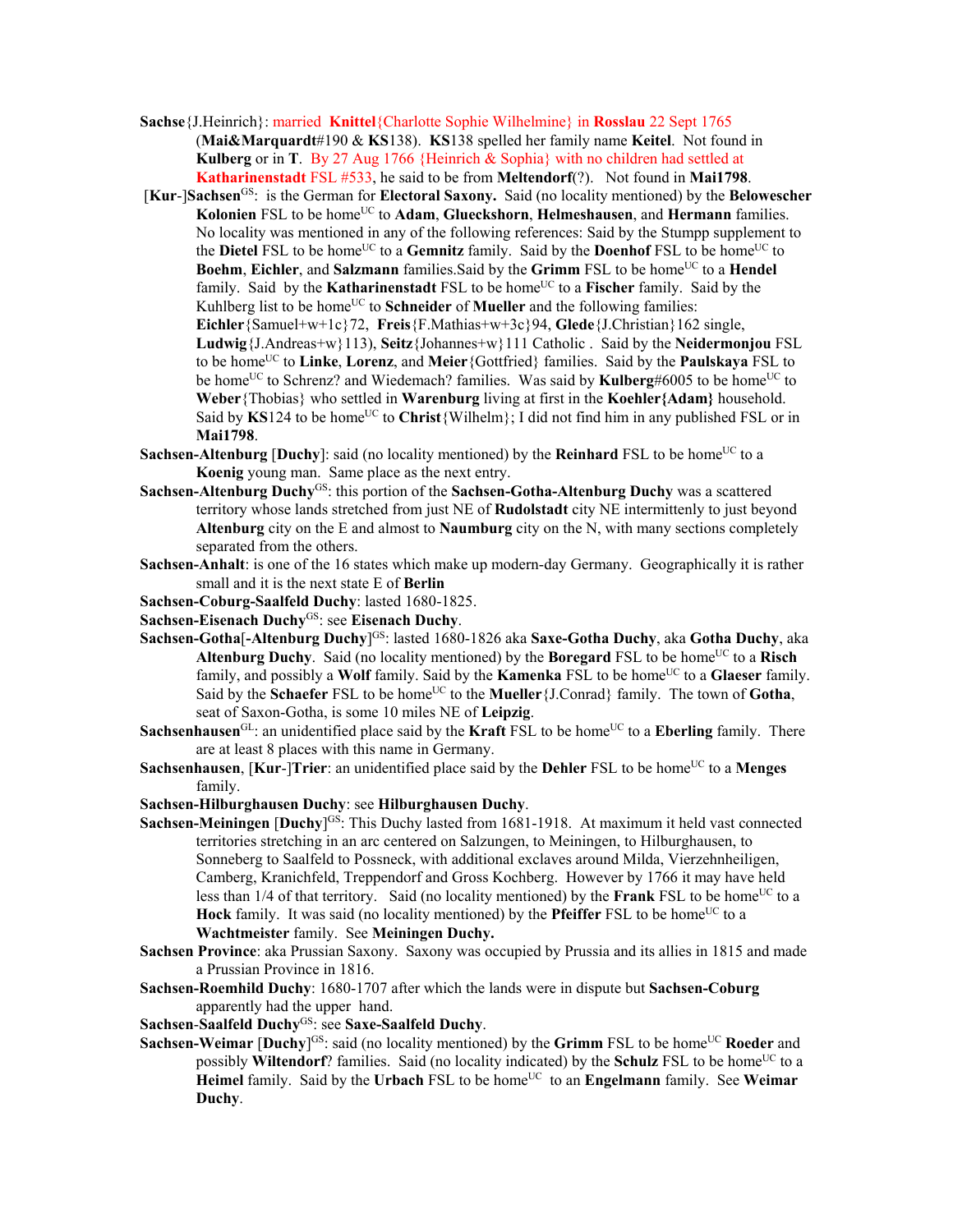**Sachse**{J.Heinrich}: married **Knittel**{Charlotte Sophie Wilhelmine} in **Rosslau** 22 Sept 1765 (**Mai&Marquardt**#190 & **KS**138). **KS**138 spelled her family name **Keitel**. Not found in **Kulberg** or in **T**. By 27 Aug 1766 {Heinrich & Sophia} with no children had settled at **Katharinenstadt** FSL #533, he said to be from **Meltendorf**(?). Not found in **Mai1798**.

[**Kur**-]**Sachsen**[GS]: is the German for **Electoral Saxony.** Said (no locality mentioned) by the **Belowescher Kolonien** FSL to be home[UC] to **Adam**, **Glueckshorn**, **Helmeshausen**, and **Hermann** families. No locality was mentioned in any of the following references: Said by the Stumpp supplement to the **Dietel** FSL to be home[UC] to a **Gemnitz** family. Said by the **Doenhof** FSL to be home[UC] to **Boehm**, **Eichler**, and **Salzmann** families.Said by the **Grimm** FSL to be home[UC] to a **Hendel** family. Said by the **Katharinenstadt** FSL to be home[UC] to a **Fischer** family. Said by the Kuhlberg list to be home[UC] to **Schneider** of **Mueller** and the following families: **Eichler**{Samuel+w+1c}72, **Freis**{F.Mathias+w+3c}94, **Glede**{J.Christian}162 single, **Ludwig**{J.Andreas+w}113), **Seitz**{Johannes+w}111 Catholic . Said by the **Neidermonjou** FSL to be home[UC] to **Linke**, **Lorenz**, and **Meier**{Gottfried} families. Said by the **Paulskaya** FSL to be home[UC] to Schrenz? and Wiedemach? families. Was said by **Kulberg**#6005 to be home[UC] to **Weber**{Thobias} who settled in **Warenburg** living at first in the **Koehler{Adam}** household. Said by **KS**124 to be home[UC] to **Christ**{Wilhelm}; I did not find him in any published FSL or in **Mai1798**.

**Sachsen-Altenburg** [**Duchy**]: said (no locality mentioned) by the **Reinhard** FSL to be home[UC] to a **Koenig** young man. Same place as the next entry.

**Sachsen-Altenburg Duchy**[GS]: this portion of the **Sachsen-Gotha-Altenburg Duchy** was a scattered territory whose lands stretched from just NE of **Rudolstadt** city NE intermittently to just beyond **Altenburg** city on the E and almost to **Naumburg** city on the N, with many sections completely separated from the others.

**Sachsen-Anhalt**: is one of the 16 states which make up modern-day Germany. Geographically it is rather small and it is the next state E of **Berlin**

**Sachsen-Coburg-Saalfeld Duchy**: lasted 1680-1825.

**Sachsen-Eisenach Duchy**[GS]: see **Eisenach Duchy**.

**Sachsen-Gotha**[**-Altenburg Duchy**][GS]: lasted 1680-1826 aka **Saxe-Gotha Duchy**, aka **Gotha Duchy**, aka **Altenburg Duchy**. Said (no locality mentioned) by the **Boregard** FSL to be home[UC] to a **Risch** family, and possibly a **Wolf** family. Said by the **Kamenka** FSL to be home[UC] to a **Glaeser** family. Said by the **Schaefer** FSL to be home[UC] to the **Mueller**{J.Conrad} family. The town of **Gotha**, seat of Saxon-Gotha, is some 10 miles NE of **Leipzig**.

**Sachsenhausen**[GL]: an unidentified place said by the **Kraft** FSL to be home[UC] to a **Eberling** family. There are at least 8 places with this name in Germany.

**Sachsenhausen**, [**Kur**-]**Trier**: an unidentified place said by the **Dehler** FSL to be home[UC] to a **Menges** family.

**Sachsen-Hilburghausen Duchy**: see **Hilburghausen Duchy**.

**Sachsen-Meiningen** [**Duchy**][GS]: This Duchy lasted from 1681-1918. At maximum it held vast connected territories stretching in an arc centered on Salzungen, to Meiningen, to Hilburghausen, to Sonneberg to Saalfeld to Possneck, with additional exclaves around Milda, Vierzehnheiligen, Camberg, Kranichfeld, Treppendorf and Gross Kochberg. However by 1766 it may have held less than 1/4 of that territory. Said (no locality mentioned) by the **Frank** FSL to be home[UC] to a **Hock** family. It was said (no locality mentioned) by the **Pfeiffer** FSL to be home[UC] to a **Wachtmeister** family. See **Meiningen Duchy.**

**Sachsen Province**: aka Prussian Saxony. Saxony was occupied by Prussia and its allies in 1815 and made a Prussian Province in 1816.

**Sachsen-Roemhild Duchy**: 1680-1707 after which the lands were in dispute but **Sachsen-Coburg** apparently had the upper hand.

**Sachsen**-**Saalfeld Duchy**[GS]: see **Saxe-Saalfeld Duchy**.

**Sachsen-Weimar** [**Duchy**][GS]: said (no locality mentioned) by the **Grimm** FSL to be home[UC] **Roeder** and possibly **Wiltendorf**? families. Said (no locality indicated) by the **Schulz** FSL to be home[UC] to a **Heimel** family. Said by the **Urbach** FSL to be home[UC] to an **Engelmann** family. See **Weimar Duchy**.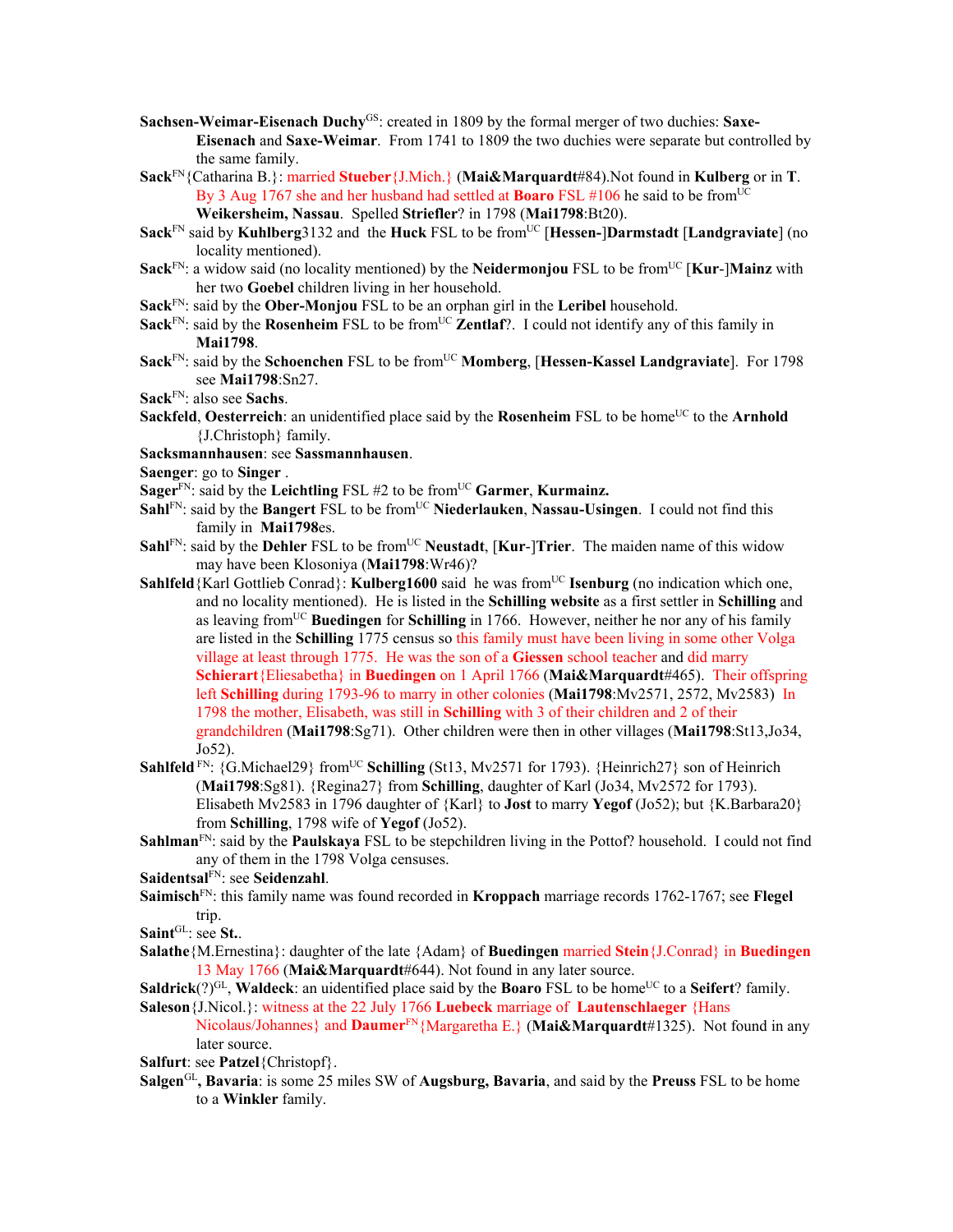**Sachsen-Weimar-Eisenach Duchy**[GS]: created in 1809 by the formal merger of two duchies: **Saxe-Eisenach** and **Saxe-Weimar**. From 1741 to 1809 the two duchies were separate but controlled by the same family.

**Sack**[FN]{Catharina B.}: married **Stueber**{J.Mich.} (**Mai&Marquardt**#84).Not found in **Kulberg** or in **T**. By 3 Aug 1767 she and her husband had settled at **Boaro** FSL #106 he said to be from[UC] **Weikersheim, Nassau**. Spelled **Striefler**? in 1798 (**Mai1798**:Bt20).

**Sack**[FN] said by **Kuhlberg**3132 and the **Huck** FSL to be from[UC] [**Hessen-**]**Darmstadt** [**Landgraviate**] (no locality mentioned).

**Sack**[FN]: a widow said (no locality mentioned) by the **Neidermonjou** FSL to be from[UC] [**Kur**-]**Mainz** with her two **Goebel** children living in her household.

**Sack**[FN]: said by the **Ober-Monjou** FSL to be an orphan girl in the **Leribel** household.

**Sack**[FN]: said by the **Rosenheim** FSL to be from[UC] **Zentlaf**?. I could not identify any of this family in **Mai1798**.

**Sack**[FN]: said by the **Schoenchen** FSL to be from[UC] **Momberg**, [**Hessen-Kassel Landgraviate**]. For 1798 see **Mai1798**:Sn27.

**Sack**[FN]: also see **Sachs**.

**Sackfeld**, **Oesterreich**: an unidentified place said by the **Rosenheim** FSL to be home[UC] to the **Arnhold** {J.Christoph} family.

**Sacksmannhausen**: see **Sassmannhausen**.

**Saenger**: go to **Singer** .

**Sager**[FN]: said by the **Leichtling** FSL #2 to be from[UC] **Garmer**, **Kurmainz.**

**Sahl**[FN]: said by the **Bangert** FSL to be from[UC] **Niederlauken**, **Nassau-Usingen**. I could not find this family in **Mai1798**es.

**Sahl**[FN]: said by the **Dehler** FSL to be from[UC] **Neustadt**, [**Kur**-]**Trier**. The maiden name of this widow may have been Klosoniya (**Mai1798**:Wr46)?

**Sahlfeld**{Karl Gottlieb Conrad}: **Kulberg1600** said he was from[UC] **Isenburg** (no indication which one, and no locality mentioned). He is listed in the **Schilling website** as a first settler in **Schilling** and as leaving from[UC] **Buedingen** for **Schilling** in 1766. However, neither he nor any of his family are listed in the **Schilling** 1775 census so this family must have been living in some other Volga village at least through 1775. He was the son of a **Giessen** school teacher and did marry **Schierart**{Eliesabetha} in **Buedingen** on 1 April 1766 (**Mai&Marquardt**#465). Their offspring left **Schilling** during 1793-96 to marry in other colonies (**Mai1798**:Mv2571, 2572, Mv2583) In 1798 the mother, Elisabeth, was still in **Schilling** with 3 of their children and 2 of their grandchildren (**Mai1798**:Sg71). Other children were then in other villages (**Mai1798**:St13,Jo34, Jo52).

**Sahlfeld** [FN]: {G.Michael29} from[UC] **Schilling** (St13, Mv2571 for 1793). {Heinrich27} son of Heinrich (**Mai1798**:Sg81). {Regina27} from **Schilling**, daughter of Karl (Jo34, Mv2572 for 1793). Elisabeth Mv2583 in 1796 daughter of {Karl} to **Jost** to marry **Yegof** (Jo52); but {K.Barbara20} from **Schilling**, 1798 wife of **Yegof** (Jo52).

**Sahlman**[FN]: said by the **Paulskaya** FSL to be stepchildren living in the Pottof? household. I could not find any of them in the 1798 Volga censuses.

**Saidentsal**[FN]: see **Seidenzahl**.

**Saimisch**[FN]: this family name was found recorded in **Kroppach** marriage records 1762-1767; see **Flegel** trip.

**Saint**[GL]: see **St.**.

**Salathe**{M.Ernestina}: daughter of the late {Adam} of **Buedingen** married **Stein**{J.Conrad} in **Buedingen** 13 May 1766 (**Mai&Marquardt**#644). Not found in any later source.

**Saldrick**(?)[GL], **Waldeck**: an uidentified place said by the **Boaro** FSL to be home[UC] to a **Seifert**? family.

**Saleson**{J.Nicol.}: witness at the 22 July 1766 **Luebeck** marriage of **Lautenschlaeger** {Hans Nicolaus/Johannes} and **Daumer**[FN]{Margaretha E.} (**Mai&Marquardt**#1325). Not found in any later source.

**Salfurt**: see **Patzel**{Christopf}.

**Salgen**[GL]**, Bavaria**: is some 25 miles SW of **Augsburg, Bavaria**, and said by the **Preuss** FSL to be home to a **Winkler** family.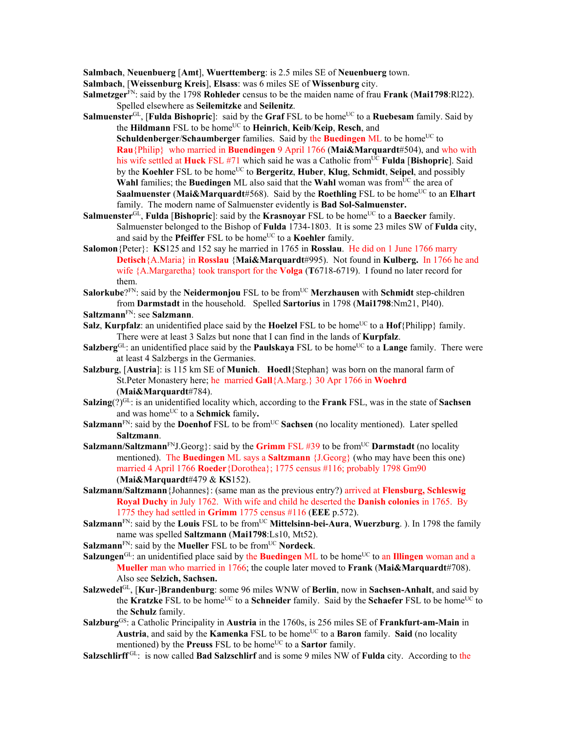**Salmbach**, **Neuenbuerg** [**Amt**], **Wuerttemberg**: is 2.5 miles SE of **Neuenbuerg** town.

**Salmbach**, [**Weissenburg Kreis**], **Elsass**: was 6 miles SE of **Wissenburg** city.

**Salmetzger**[FN]: said by the 1798 **Rohleder** census to be the maiden name of frau **Frank** (**Mai1798**:Rl22). Spelled elsewhere as **Seilemitzke** and **Seilenitz**.

**Salmuenster**[GL], [**Fulda Bishopric**]: said by the **Graf** FSL to be home[UC] to a **Ruebesam** family. Said by the **Hildmann** FSL to be home[UC] to **Heinrich**, **Keib**/**Keip**, **Resch**, and **Schuldenberger**/**Schaumberger** families. Said by the **Buedingen** ML to be home[UC] to **Rau**{Philip} who married in **Buendingen** 9 April 1766 (**Mai&Marquardt**#504), and who with his wife settled at **Huck** FSL #71 which said he was a Catholic from[UC] **Fulda** [**Bishopric**]. Said by the **Koehler** FSL to be home[UC] to **Bergeritz**, **Huber**, **Klug**, **Schmidt**, **Seipel**, and possibly **Wahl** families; the **Buedingen** ML also said that the **Wahl** woman was from[UC] the area of **Saalmuenster** (**Mai&Marquardt**#568). Said by the **Roethling** FSL to be home[UC] to an **Elhart** family. The modern name of Salmuenster evidently is **Bad Sol-Salmuenster.**

**Salmuenster**[GL], **Fulda** [**Bishopric**]: said by the **Krasnoyar** FSL to be home[UC] to a **Baecker** family. Salmuenster belonged to the Bishop of **Fulda** 1734-1803. It is some 23 miles SW of **Fulda** city, and said by the **Pfeiffer** FSL to be home[UC] to a **Koehler** family.

**Salomon**{Peter}: **KS**125 and 152 say he married in 1765 in **Rosslau**. He did on 1 June 1766 marry **Detisch**{A.Maria} in **Rosslau** {**Mai&Marquardt**#995). Not found in **Kulberg.** In 1766 he and wife {A.Margaretha} took transport for the **Volga** (**T**6718-6719). I found no later record for them.

**Salorkube**?[FN]: said by the **Neidermonjou** FSL to be from[UC] **Merzhausen** with **Schmidt** step-children from **Darmstadt** in the household. Spelled **Sartorius** in 1798 (**Mai1798**:Nm21, Pl40).

**Saltzmann**[FN]: see **Salzmann**.

**Salz**, **Kurpfalz**: an unidentified place said by the **Hoelzel** FSL to be home[UC] to a **Hof**{Philipp} family. There were at least 3 Salzs but none that I can find in the lands of **Kurpfalz**.

**Salzberg**[GL]: an unidentified place said by the **Paulskaya** FSL to be home[UC] to a **Lange** family. There were at least 4 Salzbergs in the Germanies.

**Salzburg**, [**Austria**]: is 115 km SE of **Munich**. **Hoedl**{Stephan} was born on the manoral farm of St.Peter Monastery here; he married **Gall**{A.Marg.} 30 Apr 1766 in **Woehrd** (**Mai&Marquardt**#784).

**Salzing**(?)[GL]: is an unidentified locality which, according to the **Frank** FSL, was in the state of **Sachsen** and was home[UC] to a **Schmick** family**.**

**Salzmann**[FN]: said by the **Doenhof** FSL to be from[UC] **Sachsen** (no locality mentioned). Later spelled **Saltzmann**.

**Salzmann/Saltzmann**[FN]J.Georg}: said by the **Grimm** FSL #39 to be from[UC] **Darmstadt** (no locality mentioned). The **Buedingen** ML says a **Saltzmann** {J.Georg} (who may have been this one) married 4 April 1766 **Roeder**{Dorothea}; 1775 census #116; probably 1798 Gm90 (**Mai&Marquardt**#479 & **KS**152).

**Salzmann/Saltzmann**{Johannes}: (same man as the previous entry?) arrived at **Flensburg, Schleswig Royal Duchy** in July 1762. With wife and child he deserted the **Danish colonies** in 1765. By 1775 they had settled in **Grimm** 1775 census #116 (**EEE** p.572).

**Salzmann**[FN]: said by the **Louis** FSL to be from[UC] **Mittelsinn-bei-Aura**, **Wuerzburg**. ). In 1798 the family name was spelled **Saltzmann** (**Mai1798**:Ls10, Mt52).

**Salzmann**[FN]: said by the **Mueller** FSL to be from[UC] **Nordeck**.

**Salzungen**[GL]: an unidentified place said by the **Buedingen** ML to be home[UC] to an **Illingen** woman and a **Mueller** man who married in 1766; the couple later moved to **Frank** (**Mai&Marquardt**#708). Also see **Selzich, Sachsen.**

**Salzwedel**[GL], [**Kur**-]**Brandenburg**: some 96 miles WNW of **Berlin**, now in **Sachsen-Anhalt**, and said by the **Kratzke** FSL to be home[UC] to a **Schneider** family. Said by the **Schaefer** FSL to be home[UC] to the **Schulz** family.

**Salzburg**[GS]: a Catholic Principality in **Austria** in the 1760s, is 256 miles SE of **Frankfurt-am-Main** in **Austria**, and said by the **Kamenka** FSL to be home[UC] to a **Baron** family. **Said** (no locality mentioned) by the **Preuss** FSL to be home[UC] to a **Sartor** family.

**Salzschlirff**[GL]: is now called **Bad Salzschlirf** and is some 9 miles NW of **Fulda** city. According to the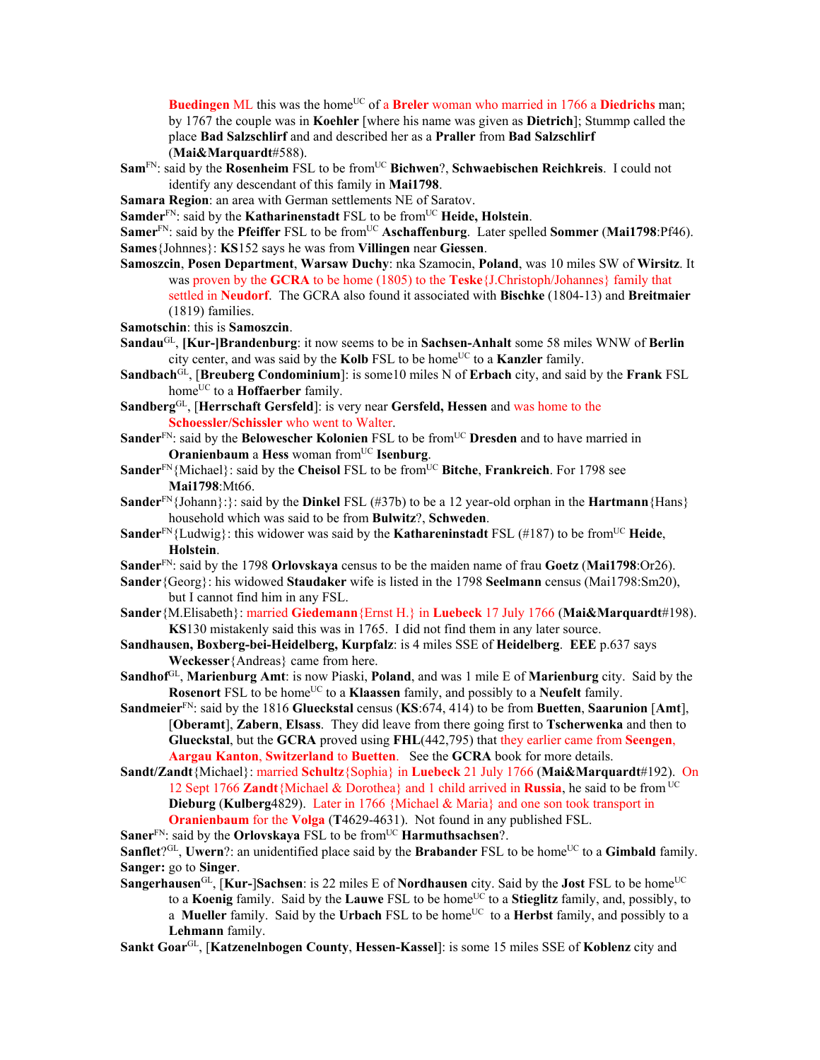**Buedingen** ML this was the home[UC] of a **Breler** woman who married in 1766 a **Diedrichs** man; by 1767 the couple was in **Koehler** [where his name was given as **Dietrich**]; Stumpp called the place **Bad Salzschlirf** and and described her as a **Praller** from **Bad Salzschlirf** (**Mai&Marquardt**#588).

**Sam**[FN]: said by the **Rosenheim** FSL to be from[UC] **Bichwen**?, **Schwaebischen Reichkreis**. I could not identify any descendant of this family in **Mai1798**.

**Samara Region**: an area with German settlements NE of Saratov.

**Samder**[FN]: said by the **Katharinenstadt** FSL to be from[UC] **Heide, Holstein**.

**Samer**[FN]: said by the **Pfeiffer** FSL to be from[UC] **Aschaffenburg**. Later spelled **Sommer** (**Mai1798**:Pf46).

**Sames**{Johnnes}: **KS**152 says he was from **Villingen** near **Giessen**.

**Samoszcin**, **Posen Department**, **Warsaw Duchy**: nka Szamocin, **Poland**, was 10 miles SW of **Wirsitz**. It was proven by the **GCRA** to be home (1805) to the **Teske**{J.Christoph/Johannes} family that settled in **Neudorf**. The GCRA also found it associated with **Bischke** (1804-13) and **Breitmaier** (1819) families.

**Samotschin**: this is **Samoszcin**.

**Sandau**[GL], **[Kur-]Brandenburg**: it now seems to be in **Sachsen-Anhalt** some 58 miles WNW of **Berlin** city center, and was said by the **Kolb** FSL to be home[UC] to a **Kanzler** family.

**Sandbach**[GL], [**Breuberg Condominium**]: is some10 miles N of **Erbach** city, and said by the **Frank** FSL home[UC] to a **Hoffaerber** family.

**Sandberg**[GL], [**Herrschaft Gersfeld**]: is very near **Gersfeld, Hessen** and was home to the **Schoessler/Schissler** who went to Walter.

**Sander**[FN]: said by the **Belowescher Kolonien** FSL to be from[UC] **Dresden** and to have married in **Oranienbaum** a **Hess** woman from[UC] **Isenburg**.

**Sander**[FN]{Michael}: said by the **Cheisol** FSL to be from[UC] **Bitche**, **Frankreich**. For 1798 see **Mai1798**:Mt66.

**Sander**[FN]{Johann}:}: said by the **Dinkel** FSL (#37b) to be a 12 year-old orphan in the **Hartmann**{Hans} household which was said to be from **Bulwitz**?, **Schweden**.

**Sander**[FN]{Ludwig}: this widower was said by the **Kathareninstadt** FSL (#187) to be from[UC] **Heide**, **Holstein**.

**Sander**[FN]: said by the 1798 **Orlovskaya** census to be the maiden name of frau **Goetz** (**Mai1798**:Or26).

**Sander**{Georg}: his widowed **Staudaker** wife is listed in the 1798 **Seelmann** census (Mai1798:Sm20), but I cannot find him in any FSL.

**Sander**{M.Elisabeth}: married **Giedemann**{Ernst H.} in **Luebeck** 17 July 1766 (**Mai&Marquardt**#198). **KS**130 mistakenly said this was in 1765. I did not find them in any later source.

**Sandhausen, Boxberg-bei-Heidelberg, Kurpfalz**: is 4 miles SSE of **Heidelberg**. **EEE** p.637 says **Weckesser**{Andreas} came from here.

**Sandhof**[GL], **Marienburg Amt**: is now Piaski, **Poland**, and was 1 mile E of **Marienburg** city. Said by the **Rosenort** FSL to be home[UC] to a **Klaassen** family, and possibly to a **Neufelt** family.

**Sandmeier**[FN]: said by the 1816 **Glueckstal** census (**KS**:674, 414) to be from **Buetten**, **Saarunion** [**Amt**], [**Oberamt**], **Zabern**, **Elsass**. They did leave from there going first to **Tscherwenka** and then to **Glueckstal**, but the **GCRA** proved using **FHL**(442,795) that they earlier came from **Seengen**, **Aargau Kanton**, **Switzerland** to **Buetten**. See the **GCRA** book for more details.

**Sandt/Zandt**{Michael}: married **Schultz**{Sophia} in **Luebeck** 21 July 1766 (**Mai&Marquardt**#192). On 12 Sept 1766 **Zandt**{Michael & Dorothea} and 1 child arrived in **Russia**, he said to be from [UC] **Dieburg** (**Kulberg**4829). Later in 1766 {Michael & Maria} and one son took transport in **Oranienbaum** for the **Volga** (**T**4629-4631). Not found in any published FSL.

**Saner**[FN]: said by the **Orlovskaya** FSL to be from[UC] **Harmuthsachsen**?.

**Sanflet**?[GL], **Uwern**?: an unidentified place said by the **Brabander** FSL to be home[UC] to a **Gimbald** family.

**Sanger:** go to **Singer**.

**Sangerhausen**[GL], [**Kur-**]**Sachsen**: is 22 miles E of **Nordhausen** city. Said by the **Jost** FSL to be home[UC] to a **Koenig** family. Said by the **Lauwe** FSL to be home[UC] to a **Stieglitz** family, and, possibly, to a **Mueller** family. Said by the **Urbach** FSL to be home[UC] to a **Herbst** family, and possibly to a **Lehmann** family.

**Sankt Goar**[GL], [**Katzenelnbogen County**, **Hessen-Kassel**]: is some 15 miles SSE of **Koblenz** city and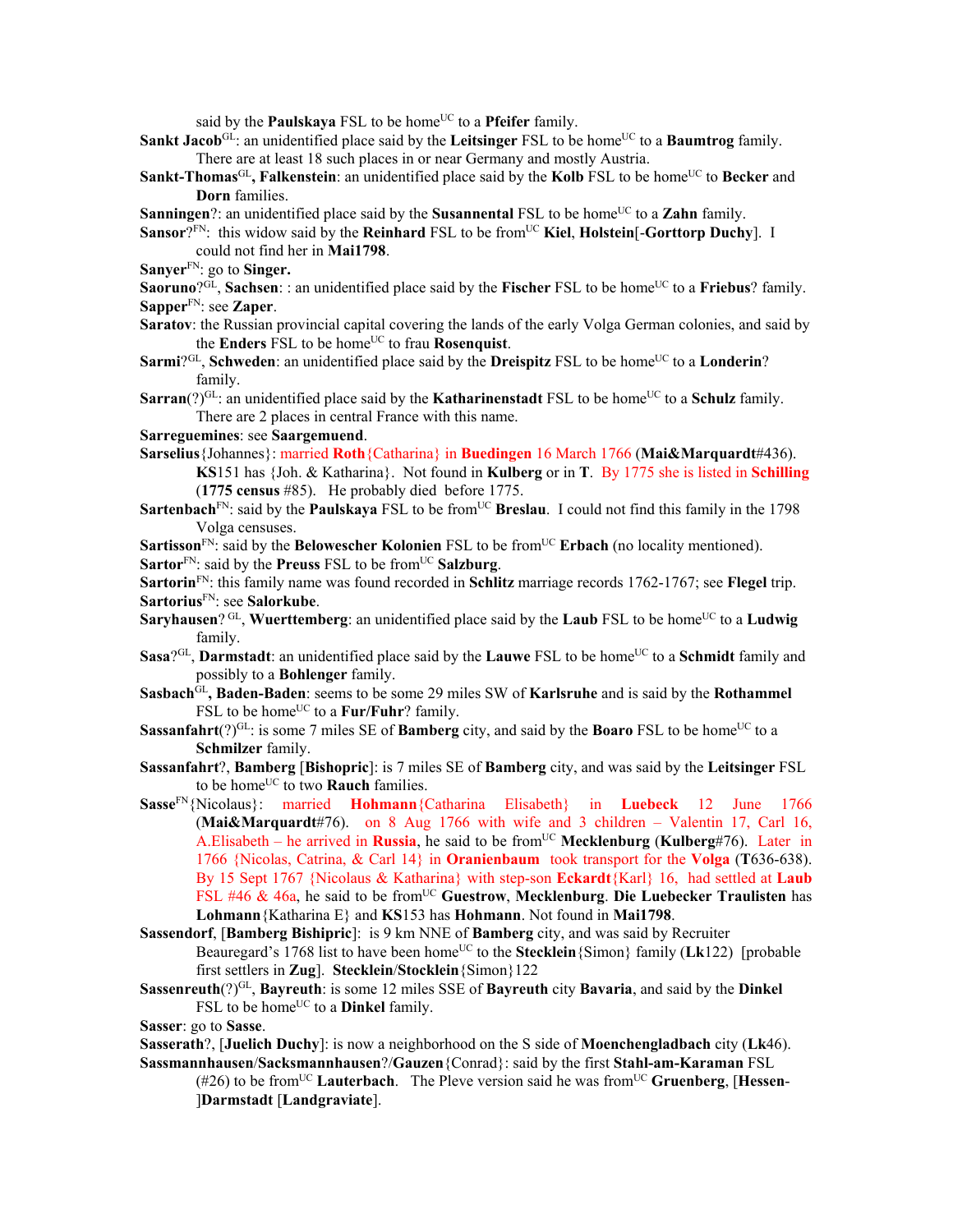said by the **Paulskaya** FSL to be home[UC] to a **Pfeifer** family.

**Sankt Jacob**[GL]: an unidentified place said by the **Leitsinger** FSL to be home[UC] to a **Baumtrog** family. There are at least 18 such places in or near Germany and mostly Austria.

**Sankt-Thomas**[GL]**, Falkenstein**: an unidentified place said by the **Kolb** FSL to be home[UC] to **Becker** and **Dorn** families.

**Sanningen**?: an unidentified place said by the **Susannental** FSL to be home[UC] to a **Zahn** family.

**Sansor**?[FN]: this widow said by the **Reinhard** FSL to be from[UC] **Kiel**, **Holstein**[-**Gorttorp Duchy**]. I could not find her in **Mai1798**.

**Sanyer**[FN]: go to **Singer.**

**Saoruno**?[GL], **Sachsen**: : an unidentified place said by the **Fischer** FSL to be home[UC] to a **Friebus**? family.

**Sapper**[FN]: see **Zaper**.

**Saratov**: the Russian provincial capital covering the lands of the early Volga German colonies, and said by the **Enders** FSL to be home[UC] to frau **Rosenquist**.

**Sarmi**?[GL], **Schweden**: an unidentified place said by the **Dreispitz** FSL to be home[UC] to a **Londerin**? family.

**Sarran**(?)[GL]: an unidentified place said by the **Katharinenstadt** FSL to be home[UC] to a **Schulz** family. There are 2 places in central France with this name.

**Sarreguemines**: see **Saargemuend**.

**Sarselius**{Johannes}: married **Roth**{Catharina} in **Buedingen** 16 March 1766 (**Mai&Marquardt**#436). **KS**151 has {Joh. & Katharina}. Not found in **Kulberg** or in **T**. By 1775 she is listed in **Schilling** (**1775 census** #85). He probably died before 1775.

**Sartenbach**[FN]: said by the **Paulskaya** FSL to be from[UC] **Breslau**. I could not find this family in the 1798 Volga censuses.

**Sartisson**[FN]: said by the **Belowescher Kolonien** FSL to be from[UC] **Erbach** (no locality mentioned).

**Sartor**[FN]: said by the **Preuss** FSL to be from[UC] **Salzburg**.

**Sartorin**[FN]: this family name was found recorded in **Schlitz** marriage records 1762-1767; see **Flegel** trip.

**Sartorius**[FN]: see **Salorkube**.

**Saryhausen**? [GL], **Wuerttemberg**: an unidentified place said by the **Laub** FSL to be home[UC] to a **Ludwig** family.

**Sasa**?[GL], **Darmstadt**: an unidentified place said by the **Lauwe** FSL to be home[UC] to a **Schmidt** family and possibly to a **Bohlenger** family.

**Sasbach**[GL]**, Baden-Baden**: seems to be some 29 miles SW of **Karlsruhe** and is said by the **Rothammel** FSL to be home[UC] to a **Fur/Fuhr**? family.

**Sassanfahrt**(?)[GL]: is some 7 miles SE of **Bamberg** city, and said by the **Boaro** FSL to be home[UC] to a **Schmilzer** family.

**Sassanfahrt**?, **Bamberg** [**Bishopric**]: is 7 miles SE of **Bamberg** city, and was said by the **Leitsinger** FSL to be home[UC] to two **Rauch** families.

**Sasse**[FN]{Nicolaus}: married **Hohmann**{Catharina Elisabeth} in **Luebeck** 12 June 1766 (**Mai&Marquardt**#76). on 8 Aug 1766 with wife and 3 children – Valentin 17, Carl 16, A.Elisabeth – he arrived in **Russia**, he said to be from[UC] **Mecklenburg** (**Kulberg**#76). Later in 1766 {Nicolas, Catrina, & Carl 14} in **Oranienbaum** took transport for the **Volga** (**T**636-638). By 15 Sept 1767 {Nicolaus & Katharina} with step-son **Eckardt**{Karl} 16, had settled at **Laub** FSL #46 & 46a, he said to be from[UC] **Guestrow**, **Mecklenburg**. **Die Luebecker Traulisten** has **Lohmann**{Katharina E} and **KS**153 has **Hohmann**. Not found in **Mai1798**.

**Sassendorf**, [**Bamberg Bishipric**]: is 9 km NNE of **Bamberg** city, and was said by Recruiter Beauregard's 1768 list to have been home[UC] to the **Stecklein**{Simon} family (**Lk**122) [probable first settlers in **Zug**]. **Stecklein**/**Stocklein**{Simon}122

**Sassenreuth**(?)[GL], **Bayreuth**: is some 12 miles SSE of **Bayreuth** city **Bavaria**, and said by the **Dinkel** FSL to be home[UC] to a **Dinkel** family.

**Sasser**: go to **Sasse**.

**Sasserath**?, [**Juelich Duchy**]: is now a neighborhood on the S side of **Moenchengladbach** city (**Lk**46).

**Sassmannhausen**/**Sacksmannhausen**?/**Gauzen**{Conrad}: said by the first **Stahl-am-Karaman** FSL (#26) to be from[UC] **Lauterbach**. The Pleve version said he was from[UC] **Gruenberg**, [**Hessen-**]**Darmstadt** [**Landgraviate**].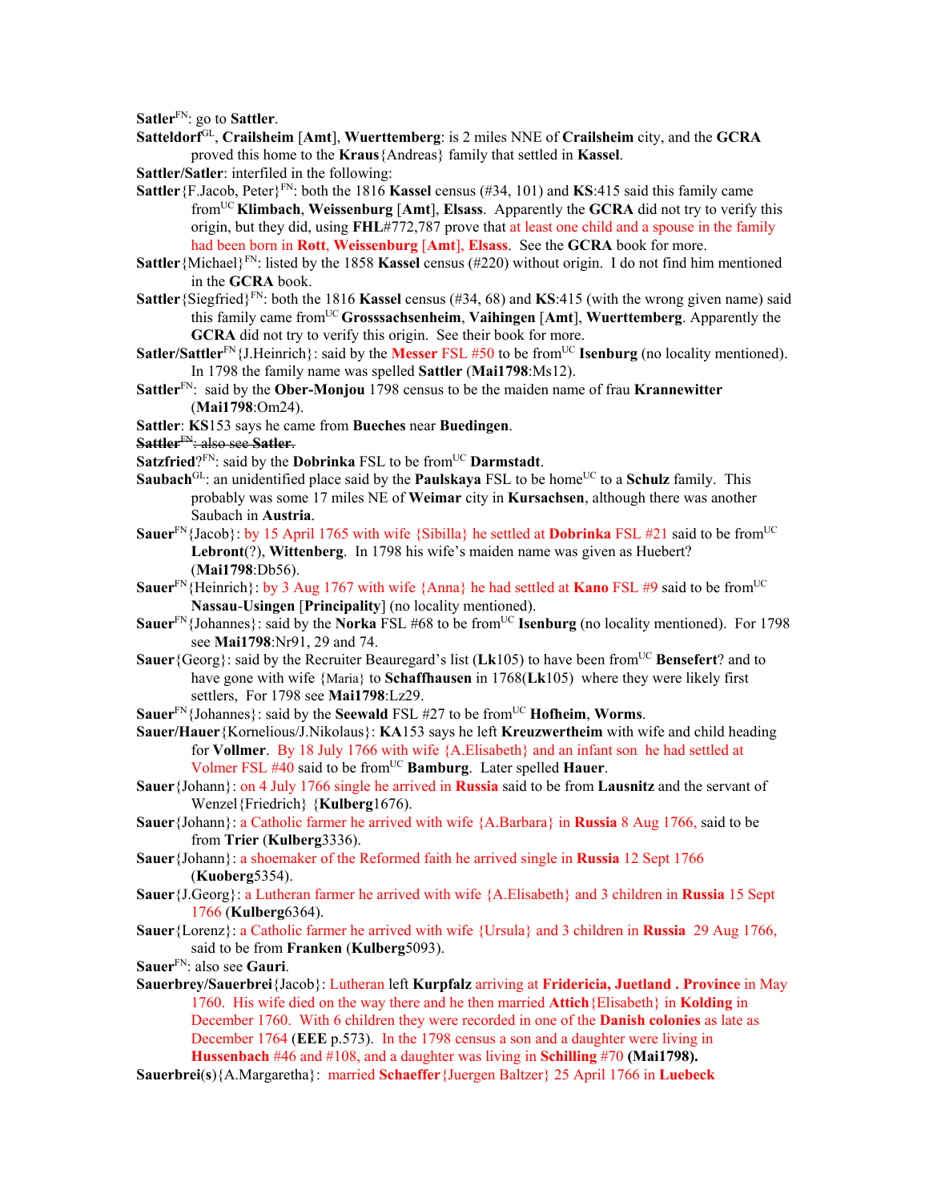**Satler**[FN]: go to **Sattler**.

**Satteldorf**[GL], **Crailsheim** [**Amt**], **Wuerttemberg**: is 2 miles NNE of **Crailsheim** city, and the **GCRA** proved this home to the **Kraus**{Andreas} family that settled in **Kassel**.

**Sattler/Satler**: interfiled in the following:

**Sattler**{F.Jacob, Peter}[FN]: both the 1816 **Kassel** census (#34, 101) and **KS**:415 said this family came from[UC] **Klimbach**, **Weissenburg** [**Amt**], **Elsass**. Apparently the **GCRA** did not try to verify this origin, but they did, using **FHL**#772,787 prove that at least one child and a spouse in the family had been born in **Rott**, **Weissenburg** [**Amt**], **Elsass**. See the **GCRA** book for more.

**Sattler**{Michael}[FN]: listed by the 1858 **Kassel** census (#220) without origin. I do not find him mentioned in the **GCRA** book.

**Sattler**{Siegfried}[FN]: both the 1816 **Kassel** census (#34, 68) and **KS**:415 (with the wrong given name) said this family came from[UC] **Grosssachsenheim**, **Vaihingen** [**Amt**], **Wuerttemberg**. Apparently the **GCRA** did not try to verify this origin. See their book for more.

**Satler/Sattler**[FN]{J.Heinrich}: said by the **Messer** FSL #50 to be from[UC] **Isenburg** (no locality mentioned). In 1798 the family name was spelled **Sattler** (**Mai1798**:Ms12).

**Sattler**[FN]: said by the **Ober-Monjou** 1798 census to be the maiden name of frau **Krannewitter** (**Mai1798**:Om24).

**Sattler**: **KS**153 says he came from **Bueches** near **Buedingen**.

~~**Sattler**[FN]: also see **Satler**.~~

**Satzfried**?[FN]: said by the **Dobrinka** FSL to be from[UC] **Darmstadt**.

**Saubach**[GL]: an unidentified place said by the **Paulskaya** FSL to be home[UC] to a **Schulz** family. This probably was some 17 miles NE of **Weimar** city in **Kursachsen**, although there was another Saubach in **Austria**.

**Sauer**[FN]{Jacob}: by 15 April 1765 with wife {Sibilla} he settled at **Dobrinka** FSL #21 said to be from[UC] **Lebront**(?), **Wittenberg**. In 1798 his wife's maiden name was given as Huebert? (**Mai1798**:Db56).

**Sauer**[FN]{Heinrich}: by 3 Aug 1767 with wife {Anna} he had settled at **Kano** FSL #9 said to be from[UC] **Nassau**-**Usingen** [**Principality**] (no locality mentioned).

**Sauer**[FN]{Johannes}: said by the **Norka** FSL #68 to be from[UC] **Isenburg** (no locality mentioned). For 1798 see **Mai1798**:Nr91, 29 and 74.

**Sauer**{Georg}: said by the Recruiter Beauregard's list (**Lk**105) to have been from[UC] **Bensefert**? and to have gone with wife {Maria} to **Schaffhausen** in 1768(**Lk**105) where they were likely first settlers, For 1798 see **Mai1798**:Lz29.

**Sauer**[FN]{Johannes}: said by the **Seewald** FSL #27 to be from[UC] **Hofheim**, **Worms**.

**Sauer/Hauer**{Kornelious/J.Nikolaus}: **KA**153 says he left **Kreuzwertheim** with wife and child heading for **Vollmer**. By 18 July 1766 with wife {A.Elisabeth} and an infant son he had settled at Volmer FSL #40 said to be from[UC] **Bamburg**. Later spelled **Hauer**.

**Sauer**{Johann}: on 4 July 1766 single he arrived in **Russia** said to be from **Lausnitz** and the servant of Wenzel{Friedrich} {**Kulberg**1676).

**Sauer**{Johann}: a Catholic farmer he arrived with wife {A.Barbara} in **Russia** 8 Aug 1766, said to be from **Trier** (**Kulberg**3336).

**Sauer**{Johann}: a shoemaker of the Reformed faith he arrived single in **Russia** 12 Sept 1766 (**Kuoberg**5354).

**Sauer**{J.Georg}: a Lutheran farmer he arrived with wife {A.Elisabeth} and 3 children in **Russia** 15 Sept 1766 (**Kulberg**6364).

**Sauer**{Lorenz}: a Catholic farmer he arrived with wife {Ursula} and 3 children in **Russia** 29 Aug 1766, said to be from **Franken** (**Kulberg**5093).

**Sauer**[FN]: also see **Gauri**.

**Sauerbrey/Sauerbrei**{Jacob}: Lutheran left **Kurpfalz** arriving at **Fridericia, Juetland . Province** in May 1760. His wife died on the way there and he then married **Attich**{Elisabeth} in **Kolding** in December 1760. With 6 children they were recorded in one of the **Danish colonies** as late as December 1764 (**EEE** p.573). In the 1798 census a son and a daughter were living in **Hussenbach** #46 and #108, and a daughter was living in **Schilling** #70 **(Mai1798).**

**Sauerbrei(s)**{A.Margaretha}: married **Schaeffer**{Juergen Baltzer} 25 April 1766 in **Luebeck**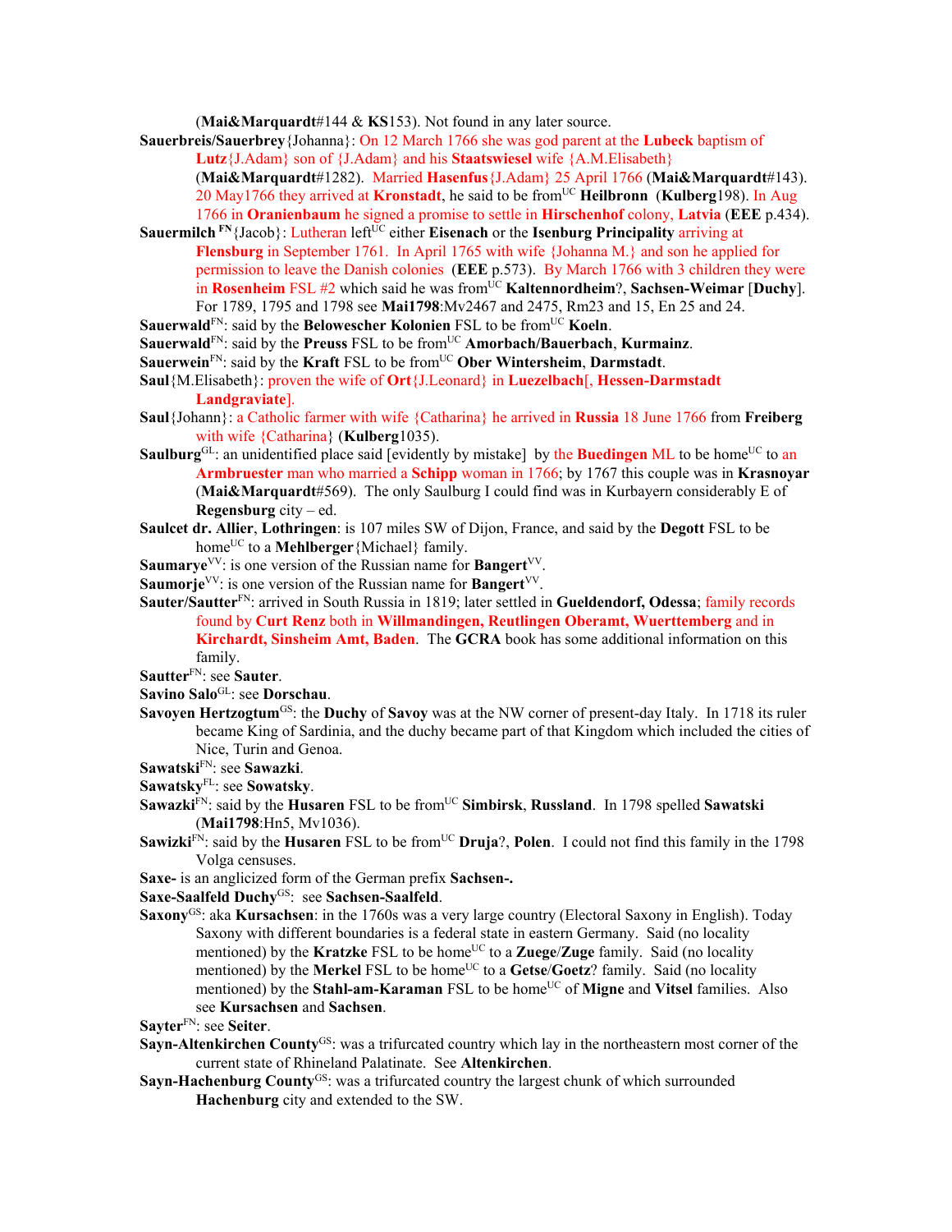(**Mai&Marquardt**#144 & **KS**153). Not found in any later source.

**Sauerbreis/Sauerbrey**{Johanna}: On 12 March 1766 she was god parent at the **Lubeck** baptism of **Lutz**{J.Adam} son of {J.Adam} and his **Staatswiesel** wife {A.M.Elisabeth} (**Mai&Marquardt**#1282). Married **Hasenfus**{J.Adam} 25 April 1766 (**Mai&Marquardt**#143). 20 May1766 they arrived at **Kronstadt**, he said to be from[UC] **Heilbronn** (**Kulberg**198). In Aug 1766 in **Oranienbaum** he signed a promise to settle in **Hirschenhof** colony, **Latvia** (**EEE** p.434).

**Sauermilch** [FN]{Jacob}: Lutheran left[UC] either **Eisenach** or the **Isenburg Principality** arriving at **Flensburg** in September 1761. In April 1765 with wife {Johanna M.} and son he applied for permission to leave the Danish colonies (**EEE** p.573). By March 1766 with 3 children they were in **Rosenheim** FSL #2 which said he was from[UC] **Kaltennordheim**?, **Sachsen-Weimar** [**Duchy**]. For 1789, 1795 and 1798 see **Mai1798**:Mv2467 and 2475, Rm23 and 15, En 25 and 24.

**Sauerwald**[FN]: said by the **Belowescher Kolonien** FSL to be from[UC] **Koeln**.

**Sauerwald**[FN]: said by the **Preuss** FSL to be from[UC] **Amorbach/Bauerbach**, **Kurmainz**.

**Sauerwein**[FN]: said by the **Kraft** FSL to be from[UC] **Ober Wintersheim**, **Darmstadt**.

**Saul**{M.Elisabeth}: proven the wife of **Ort**{J.Leonard} in **Luezelbach**[, **Hessen-Darmstadt Landgraviate**].

**Saul**{Johann}: a Catholic farmer with wife {Catharina} he arrived in **Russia** 18 June 1766 from **Freiberg** with wife {Catharina} (**Kulberg**1035).

**Saulburg**[GL]: an unidentified place said [evidently by mistake] by the **Buedingen** ML to be home[UC] to an **Armbruester** man who married a **Schipp** woman in 1766; by 1767 this couple was in **Krasnoyar** (**Mai&Marquardt**#569). The only Saulburg I could find was in Kurbayern considerably E of **Regensburg** city – ed.

**Saulcet dr. Allier**, **Lothringen**: is 107 miles SW of Dijon, France, and said by the **Degott** FSL to be home[UC] to a **Mehlberger**{Michael} family.

**Saumarye**[VV]: is one version of the Russian name for **Bangert**[VV].

**Saumorje**[VV]: is one version of the Russian name for **Bangert**[VV].

**Sauter/Sautter**[FN]: arrived in South Russia in 1819; later settled in **Glueldendorf, Odessa**; family records found by **Curt Renz** both in **Willmandingen, Reutlingen Oberamt, Wuerttemberg** and in **Kirchardt, Sinsheim Amt, Baden**. The **GCRA** book has some additional information on this family.

**Sautter**[FN]: see **Sauter**.

**Savino Salo**[GL]: see **Dorschau**.

**Savoyen Hertzogtum**[GS]: the **Duchy** of **Savoy** was at the NW corner of present-day Italy. In 1718 its ruler became King of Sardinia, and the duchy became part of that Kingdom which included the cities of Nice, Turin and Genoa.

**Sawatski**[FN]: see **Sawazki**.

**Sawatsky**[FL]: see **Sowatsky**.

**Sawazki**[FN]: said by the **Husaren** FSL to be from[UC] **Simbirsk**, **Russland**. In 1798 spelled **Sawatski** (**Mai1798**:Hn5, Mv1036).

**Sawizki**[FN]: said by the **Husaren** FSL to be from[UC] **Druja**?, **Polen**. I could not find this family in the 1798 Volga censuses.

**Saxe-** is an anglicized form of the German prefix **Sachsen-.**

**Saxe-Saalfeld Duchy**[GS]: see **Sachsen-Saalfeld**.

**Saxony**[GS]: aka **Kursachsen**: in the 1760s was a very large country (Electoral Saxony in English). Today Saxony with different boundaries is a federal state in eastern Germany. Said (no locality mentioned) by the **Kratzke** FSL to be home[UC] to a **Zuege**/**Zuge** family. Said (no locality mentioned) by the **Merkel** FSL to be home[UC] to a **Getse**/**Goetz**? family. Said (no locality mentioned) by the **Stahl-am-Karaman** FSL to be home[UC] of **Migne** and **Vitsel** families. Also see **Kursachsen** and **Sachsen**.

**Sayter**[FN]: see **Seiter**.

**Sayn-Altenkirchen County**[GS]: was a trifurcated country which lay in the northeastern most corner of the current state of Rhineland Palatinate. See **Altenkirchen**.

**Sayn-Hachenburg County**[GS]: was a trifurcated country the largest chunk of which surrounded **Hachenburg** city and extended to the SW.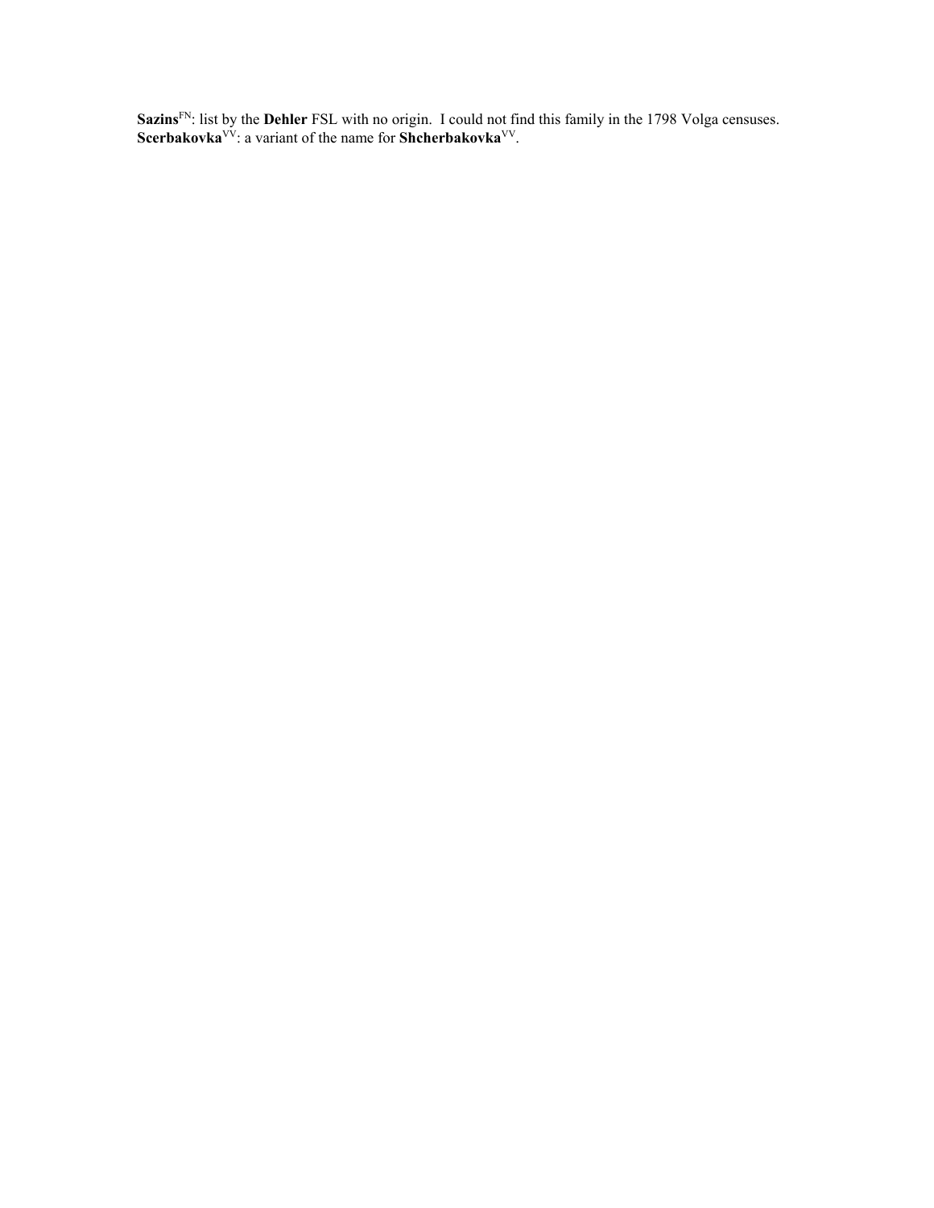**Sazins**[FN]: list by the **Dehler** FSL with no origin.  I could not find this family in the 1798 Volga censuses.
**Scerbakovka**[VV]: a variant of the name for **Shcherbakovka**[VV].